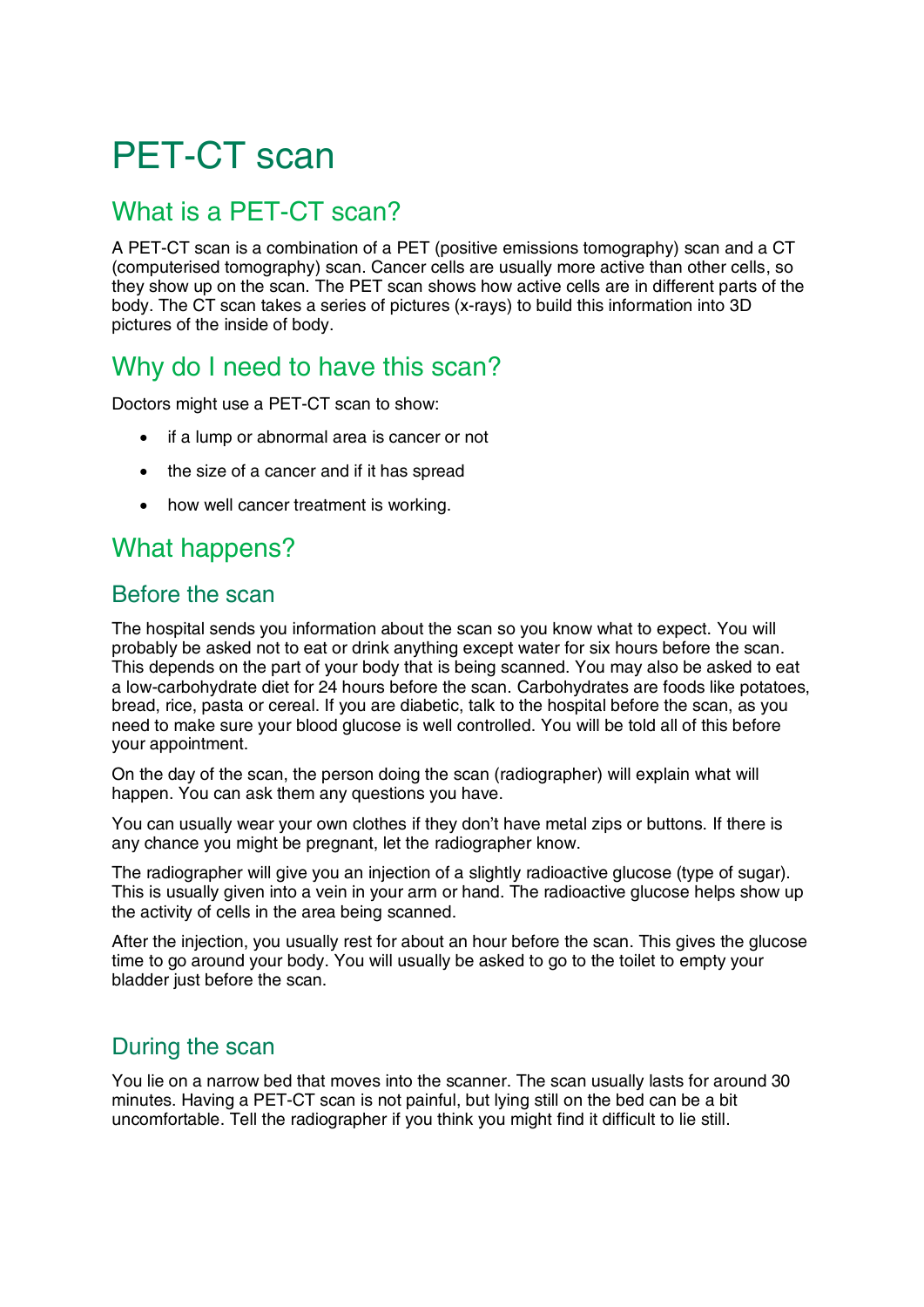# PET-CT scan

## What is a PET-CT scan?

A PET-CT scan is a combination of a PET (positive emissions tomography) scan and a CT (computerised tomography) scan. Cancer cells are usually more active than other cells, so they show up on the scan. The PET scan shows how active cells are in different parts of the body. The CT scan takes a series of pictures (x-rays) to build this information into 3D pictures of the inside of body.

## Why do I need to have this scan?

Doctors might use a PET-CT scan to show:

- if a lump or abnormal area is cancer or not
- the size of a cancer and if it has spread
- how well cancer treatment is working.

## What happens?

### Before the scan

The hospital sends you information about the scan so you know what to expect. You will probably be asked not to eat or drink anything except water for six hours before the scan. This depends on the part of your body that is being scanned. You may also be asked to eat a low-carbohydrate diet for 24 hours before the scan. Carbohydrates are foods like potatoes, bread, rice, pasta or cereal. If you are diabetic, talk to the hospital before the scan, as you need to make sure your blood glucose is well controlled. You will be told all of this before your appointment.

On the day of the scan, the person doing the scan (radiographer) will explain what will happen. You can ask them any questions you have.

You can usually wear your own clothes if they don't have metal zips or buttons. If there is any chance you might be pregnant, let the radiographer know.

The radiographer will give you an injection of a slightly radioactive glucose (type of sugar). This is usually given into a vein in your arm or hand. The radioactive glucose helps show up the activity of cells in the area being scanned.

After the injection, you usually rest for about an hour before the scan. This gives the glucose time to go around your body. You will usually be asked to go to the toilet to empty your bladder just before the scan.

### During the scan

You lie on a narrow bed that moves into the scanner. The scan usually lasts for around 30 minutes. Having a PET-CT scan is not painful, but lying still on the bed can be a bit uncomfortable. Tell the radiographer if you think you might find it difficult to lie still.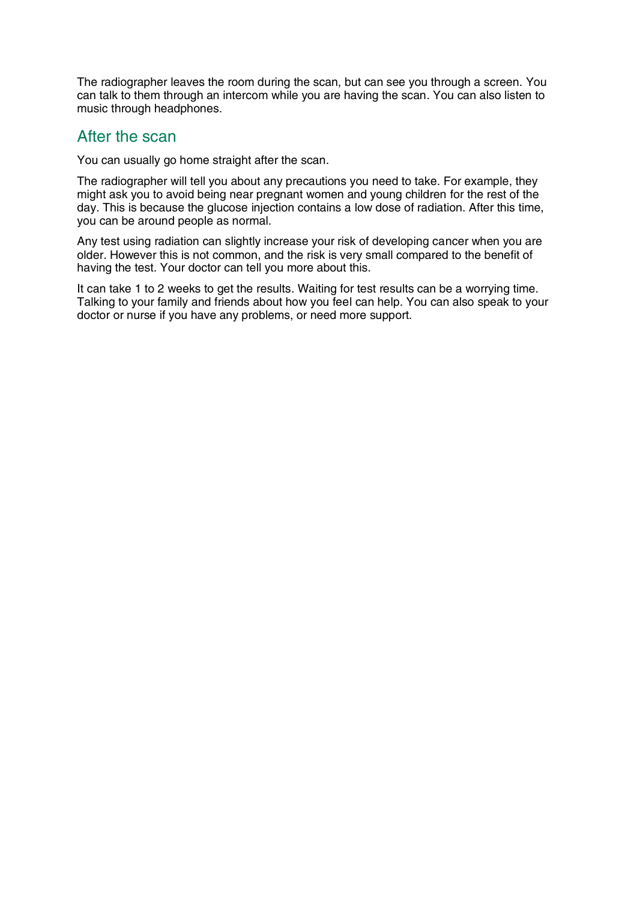The radiographer leaves the room during the scan, but can see you through a screen. You can talk to them through an intercom while you are having the scan. You can also listen to music through headphones.

## After the scan

You can usually go home straight after the scan.

The radiographer will tell you about any precautions you need to take. For example, they might ask you to avoid being near pregnant women and young children for the rest of the day. This is because the glucose injection contains a low dose of radiation. After this time, you can be around people as normal.

Any test using radiation can slightly increase your risk of developing cancer when you are older. However this is not common, and the risk is very small compared to the benefit of having the test. Your doctor can tell you more about this.

It can take 1 to 2 weeks to get the results. Waiting for test results can be a worrying time. Talking to your family and friends about how you feel can help. You can also speak to your doctor or nurse if you have any problems, or need more support.